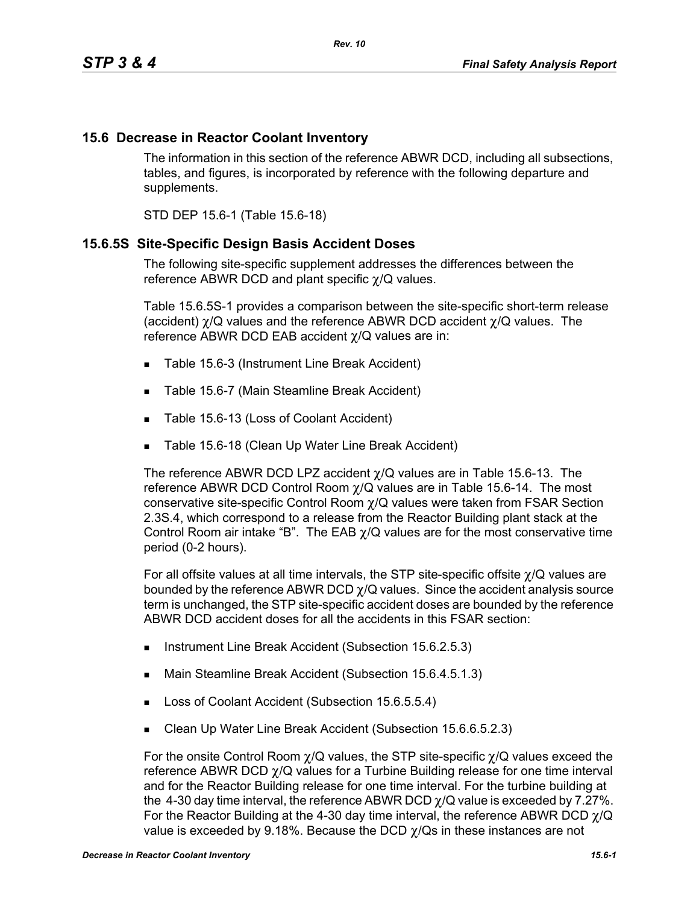## 15.6 Decrease in Reactor Coolant Inventory

The information in this section of the reference ABWR DCD, including all subsections, tables, and figures, is incorporated by reference with the following departure and supplements.

STD DEP 15.6-1 (Table 15.6-18)

### 15.6.5S Site-Specific Design Basis Accident Doses

The following site-specific supplement addresses the differences between the reference ABWR DCD and plant specific $\chi$/Q values.

Table 15.6.5S-1 provides a comparison between the site-specific short-term release (accident) $\chi$/Q values and the reference ABWR DCD accident $\chi$/Q values. The reference ABWR DCD EAB accident $\chi$/Q values are in:

- Table 15.6-3 (Instrument Line Break Accident)
- Table 15.6-7 (Main Steamline Break Accident)
- Table 15.6-13 (Loss of Coolant Accident)
- Table 15.6-18 (Clean Up Water Line Break Accident)

The reference ABWR DCD LPZ accident $\chi$/Q values are in Table 15.6-13. The reference ABWR DCD Control Room $\chi$/Q values are in Table 15.6-14. The most conservative site-specific Control Room $\chi$/Q values were taken from FSAR Section 2.3S.4, which correspond to a release from the Reactor Building plant stack at the Control Room air intake "B". The EAB $\chi$/Q values are for the most conservative time period (0-2 hours).

For all offsite values at all time intervals, the STP site-specific offsite $\chi$/Q values are bounded by the reference ABWR DCD $\chi$/Q values. Since the accident analysis source term is unchanged, the STP site-specific accident doses are bounded by the reference ABWR DCD accident doses for all the accidents in this FSAR section:

- Instrument Line Break Accident (Subsection 15.6.2.5.3)
- Main Steamline Break Accident (Subsection 15.6.4.5.1.3)
- Loss of Coolant Accident (Subsection 15.6.5.5.4)
- Clean Up Water Line Break Accident (Subsection 15.6.6.5.2.3)

For the onsite Control Room $\chi$/Q values, the STP site-specific $\chi$/Q values exceed the reference ABWR DCD $\chi$/Q values for a Turbine Building release for one time interval and for the Reactor Building release for one time interval. For the turbine building at the 4-30 day time interval, the reference ABWR DCD $\chi$/Q value is exceeded by 7.27%. For the Reactor Building at the 4-30 day time interval, the reference ABWR DCD $\chi$/Q value is exceeded by 9.18%. Because the DCD $\chi$/Qs in these instances are not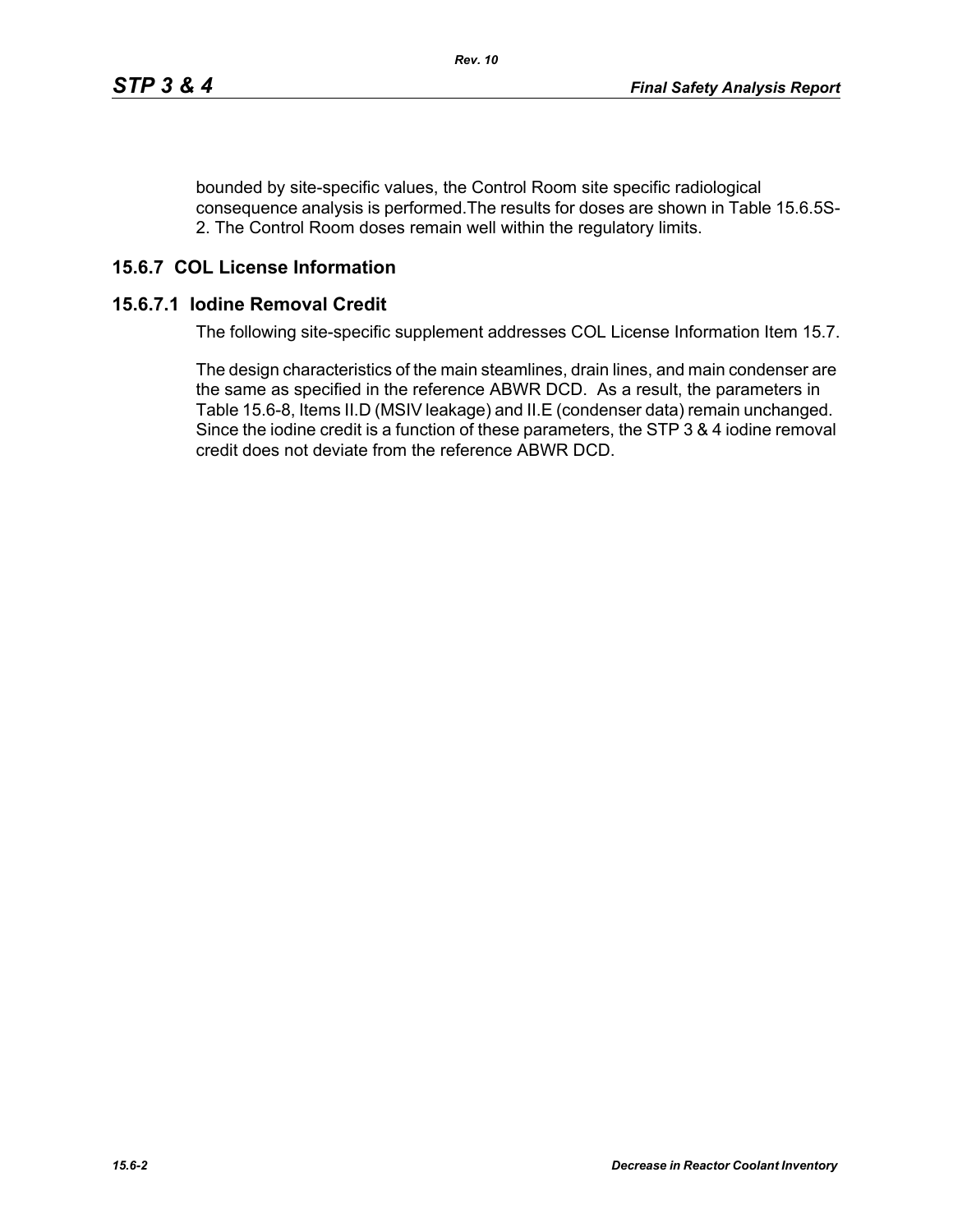bounded by site-specific values, the Control Room site specific radiological consequence analysis is performed.The results for doses are shown in Table 15.6.5S-2. The Control Room doses remain well within the regulatory limits.

## 15.6.7 COL License Information

### 15.6.7.1 Iodine Removal Credit

The following site-specific supplement addresses COL License Information Item 15.7.

The design characteristics of the main steamlines, drain lines, and main condenser are the same as specified in the reference ABWR DCD. As a result, the parameters in Table 15.6-8, Items II.D (MSIV leakage) and II.E (condenser data) remain unchanged. Since the iodine credit is a function of these parameters, the STP 3 & 4 iodine removal credit does not deviate from the reference ABWR DCD.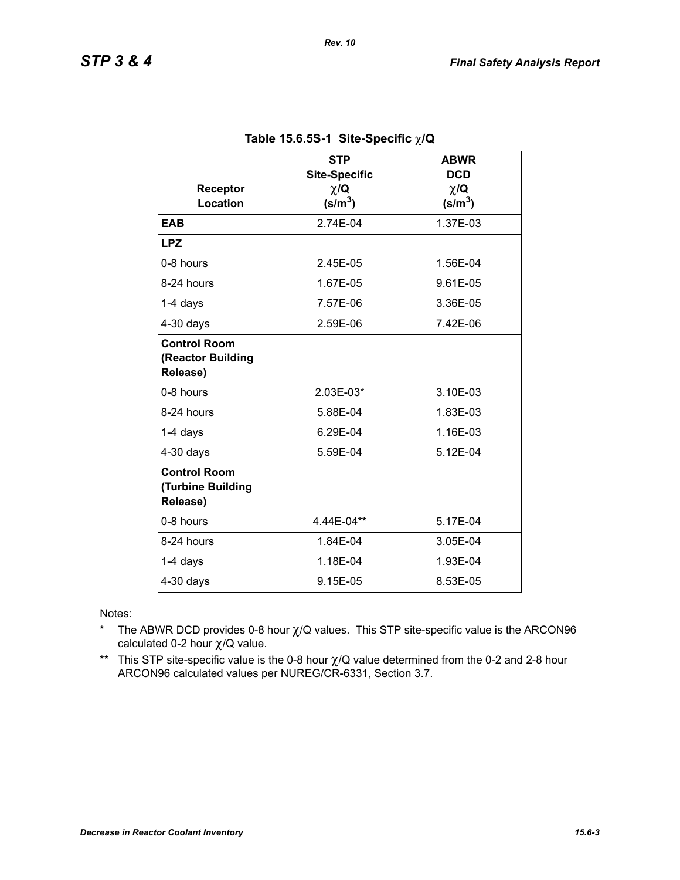**Table 15.6.5S-1 Site-Specific $\chi$/Q**

| Receptor Location | STP Site-Specific $\chi$/Q (s/m$^3$) | ABWR DCD $\chi$/Q (s/m$^3$) |
|---|---|---|
| **EAB** | 2.74E-04 | 1.37E-03 |
| **LPZ** | | |
| 0-8 hours | 2.45E-05 | 1.56E-04 |
| 8-24 hours | 1.67E-05 | 9.61E-05 |
| 1-4 days | 7.57E-06 | 3.36E-05 |
| 4-30 days | 2.59E-06 | 7.42E-06 |
| **Control Room (Reactor Building Release)** | | |
| 0-8 hours | 2.03E-03* | 3.10E-03 |
| 8-24 hours | 5.88E-04 | 1.83E-03 |
| 1-4 days | 6.29E-04 | 1.16E-03 |
| 4-30 days | 5.59E-04 | 5.12E-04 |
| **Control Room (Turbine Building Release)** | | |
| 0-8 hours | 4.44E-04** | 5.17E-04 |
| 8-24 hours | 1.84E-04 | 3.05E-04 |
| 1-4 days | 1.18E-04 | 1.93E-04 |
| 4-30 days | 9.15E-05 | 8.53E-05 |

Notes:

\* The ABWR DCD provides 0-8 hour $\chi$/Q values. This STP site-specific value is the ARCON96 calculated 0-2 hour $\chi$/Q value.

\*\* This STP site-specific value is the 0-8 hour $\chi$/Q value determined from the 0-2 and 2-8 hour ARCON96 calculated values per NUREG/CR-6331, Section 3.7.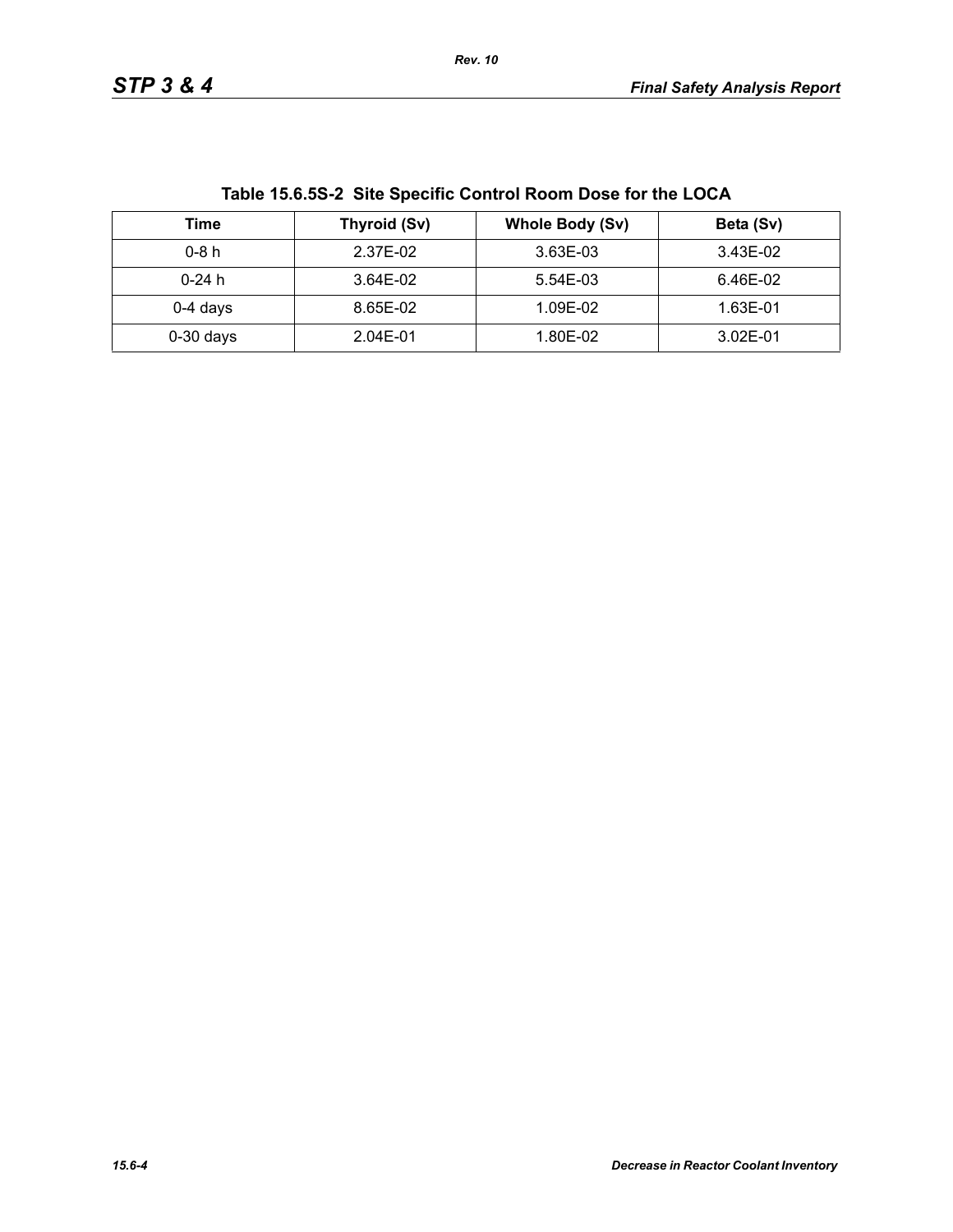**Table 15.6.5S-2 Site Specific Control Room Dose for the LOCA**

| Time | Thyroid (Sv) | Whole Body (Sv) | Beta (Sv) |
|---|---|---|---|
| 0-8 h | 2.37E-02 | 3.63E-03 | 3.43E-02 |
| 0-24 h | 3.64E-02 | 5.54E-03 | 6.46E-02 |
| 0-4 days | 8.65E-02 | 1.09E-02 | 1.63E-01 |
| 0-30 days | 2.04E-01 | 1.80E-02 | 3.02E-01 |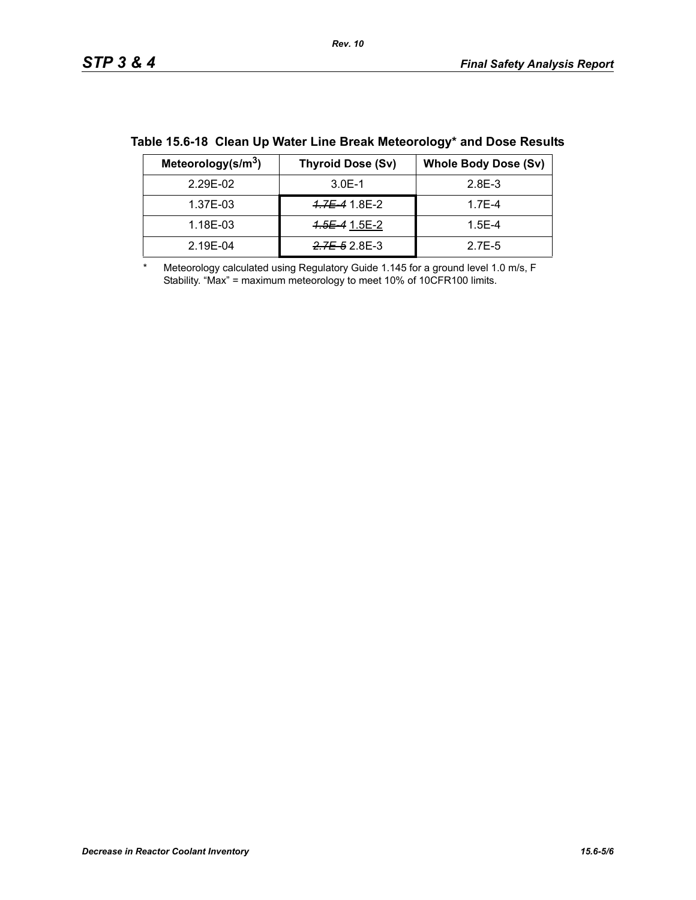## Table 15.6-18 Clean Up Water Line Break Meteorology* and Dose Results

| Meteorology(s/m$^3$) | Thyroid Dose (Sv) | Whole Body Dose (Sv) |
|---|---|---|
| 2.29E-02 | 3.0E-1 | 2.8E-3 |
| 1.37E-03 | ~~1.7E-4~~ 1.8E-2 | 1.7E-4 |
| 1.18E-03 | ~~1.5E-4~~ 1.5E-2 | 1.5E-4 |
| 2.19E-04 | ~~2.7E-5~~ 2.8E-3 | 2.7E-5 |

\* Meteorology calculated using Regulatory Guide 1.145 for a ground level 1.0 m/s, F Stability. "Max" = maximum meteorology to meet 10% of 10CFR100 limits.